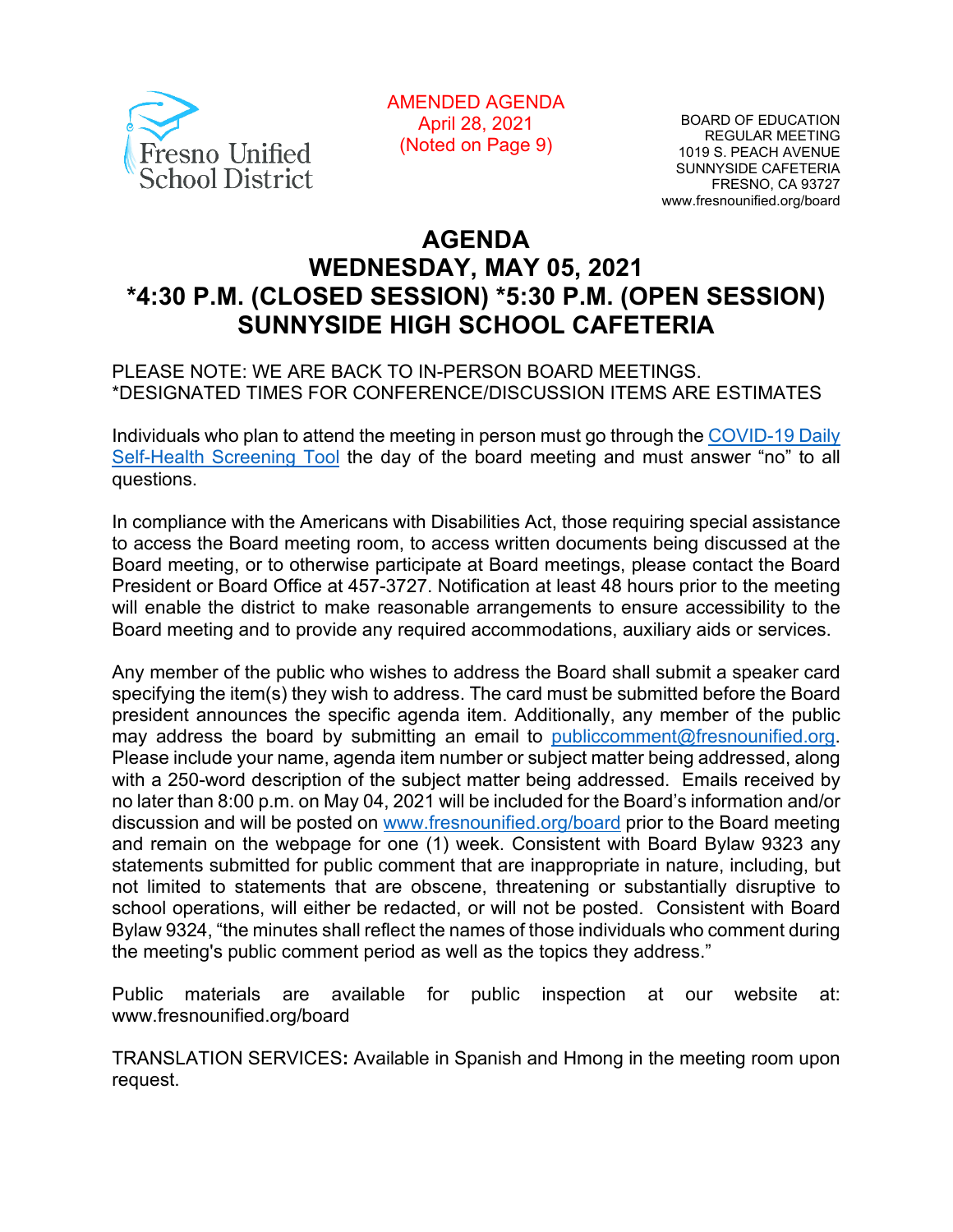Fresno Unified School District

AMENDED AGENDA
April 28, 2021
(Noted on Page 9)

BOARD OF EDUCATION
REGULAR MEETING
1019 S. PEACH AVENUE
SUNNYSIDE CAFETERIA
FRESNO, CA 93727
www.fresnounified.org/board

# AGENDA
# WEDNESDAY, MAY 05, 2021
# *4:30 P.M. (CLOSED SESSION) *5:30 P.M. (OPEN SESSION)
# SUNNYSIDE HIGH SCHOOL CAFETERIA

PLEASE NOTE: WE ARE BACK TO IN-PERSON BOARD MEETINGS.
*DESIGNATED TIMES FOR CONFERENCE/DISCUSSION ITEMS ARE ESTIMATES

Individuals who plan to attend the meeting in person must go through the COVID-19 Daily Self-Health Screening Tool the day of the board meeting and must answer "no" to all questions.

In compliance with the Americans with Disabilities Act, those requiring special assistance to access the Board meeting room, to access written documents being discussed at the Board meeting, or to otherwise participate at Board meetings, please contact the Board President or Board Office at 457-3727. Notification at least 48 hours prior to the meeting will enable the district to make reasonable arrangements to ensure accessibility to the Board meeting and to provide any required accommodations, auxiliary aids or services.

Any member of the public who wishes to address the Board shall submit a speaker card specifying the item(s) they wish to address. The card must be submitted before the Board president announces the specific agenda item. Additionally, any member of the public may address the board by submitting an email to publiccomment@fresnounified.org. Please include your name, agenda item number or subject matter being addressed, along with a 250-word description of the subject matter being addressed. Emails received by no later than 8:00 p.m. on May 04, 2021 will be included for the Board's information and/or discussion and will be posted on www.fresnounified.org/board prior to the Board meeting and remain on the webpage for one (1) week. Consistent with Board Bylaw 9323 any statements submitted for public comment that are inappropriate in nature, including, but not limited to statements that are obscene, threatening or substantially disruptive to school operations, will either be redacted, or will not be posted. Consistent with Board Bylaw 9324, "the minutes shall reflect the names of those individuals who comment during the meeting's public comment period as well as the topics they address."

Public materials are available for public inspection at our website at: www.fresnounified.org/board

TRANSLATION SERVICES**:** Available in Spanish and Hmong in the meeting room upon request.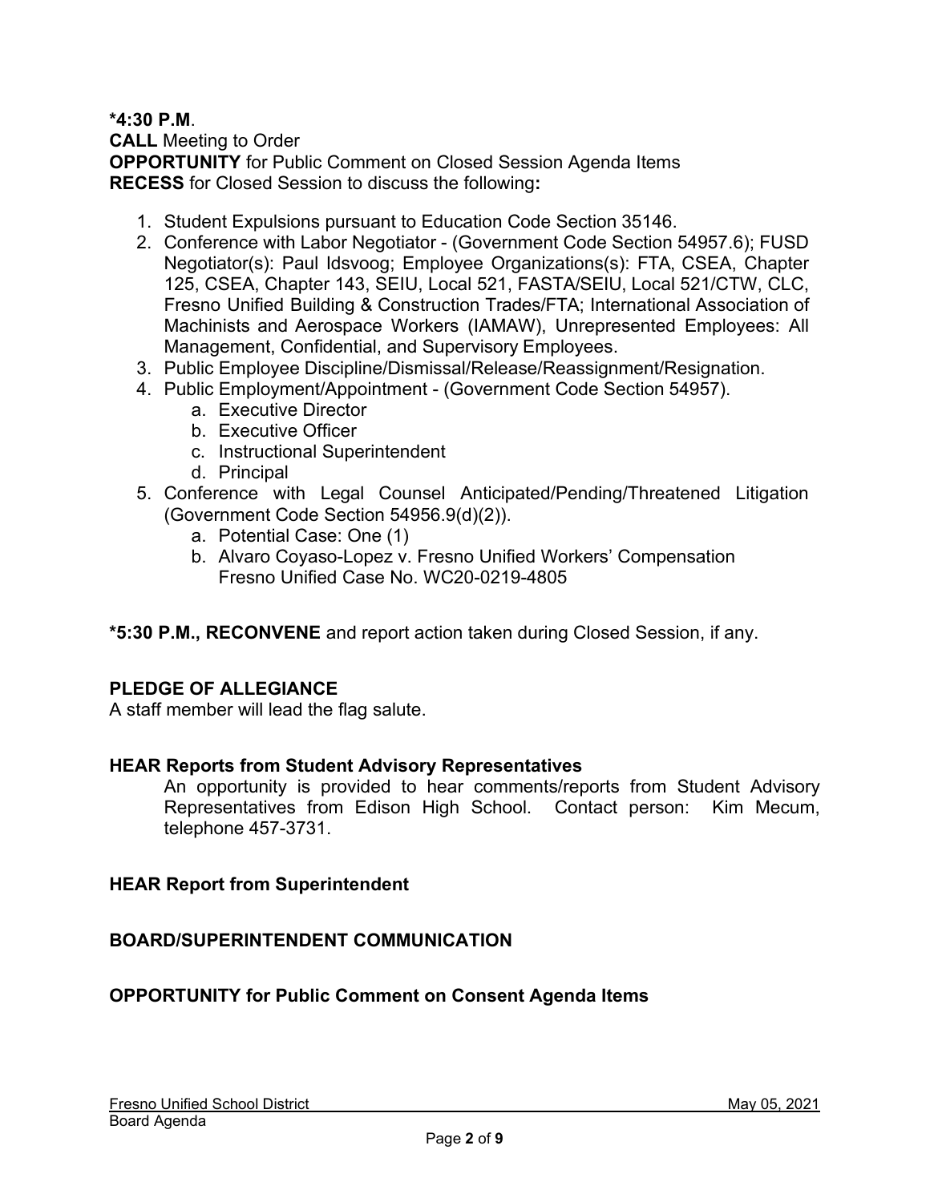**\*4:30 P.M**.
**CALL** Meeting to Order
**OPPORTUNITY** for Public Comment on Closed Session Agenda Items
**RECESS** for Closed Session to discuss the following**:**

1. Student Expulsions pursuant to Education Code Section 35146.
2. Conference with Labor Negotiator - (Government Code Section 54957.6); FUSD Negotiator(s): Paul Idsvoog; Employee Organizations(s): FTA, CSEA, Chapter 125, CSEA, Chapter 143, SEIU, Local 521, FASTA/SEIU, Local 521/CTW, CLC, Fresno Unified Building & Construction Trades/FTA; International Association of Machinists and Aerospace Workers (IAMAW), Unrepresented Employees: All Management, Confidential, and Supervisory Employees.
3. Public Employee Discipline/Dismissal/Release/Reassignment/Resignation.
4. Public Employment/Appointment - (Government Code Section 54957).
   a. Executive Director
   b. Executive Officer
   c. Instructional Superintendent
   d. Principal
5. Conference with Legal Counsel Anticipated/Pending/Threatened Litigation (Government Code Section 54956.9(d)(2)).
   a. Potential Case: One (1)
   b. Alvaro Coyaso-Lopez v. Fresno Unified Workers' Compensation
      Fresno Unified Case No. WC20-0219-4805

**\*5:30 P.M., RECONVENE** and report action taken during Closed Session, if any.

**PLEDGE OF ALLEGIANCE**
A staff member will lead the flag salute.

**HEAR Reports from Student Advisory Representatives**
An opportunity is provided to hear comments/reports from Student Advisory Representatives from Edison High School. Contact person: Kim Mecum, telephone 457-3731.

**HEAR Report from Superintendent**

**BOARD/SUPERINTENDENT COMMUNICATION**

**OPPORTUNITY for Public Comment on Consent Agenda Items**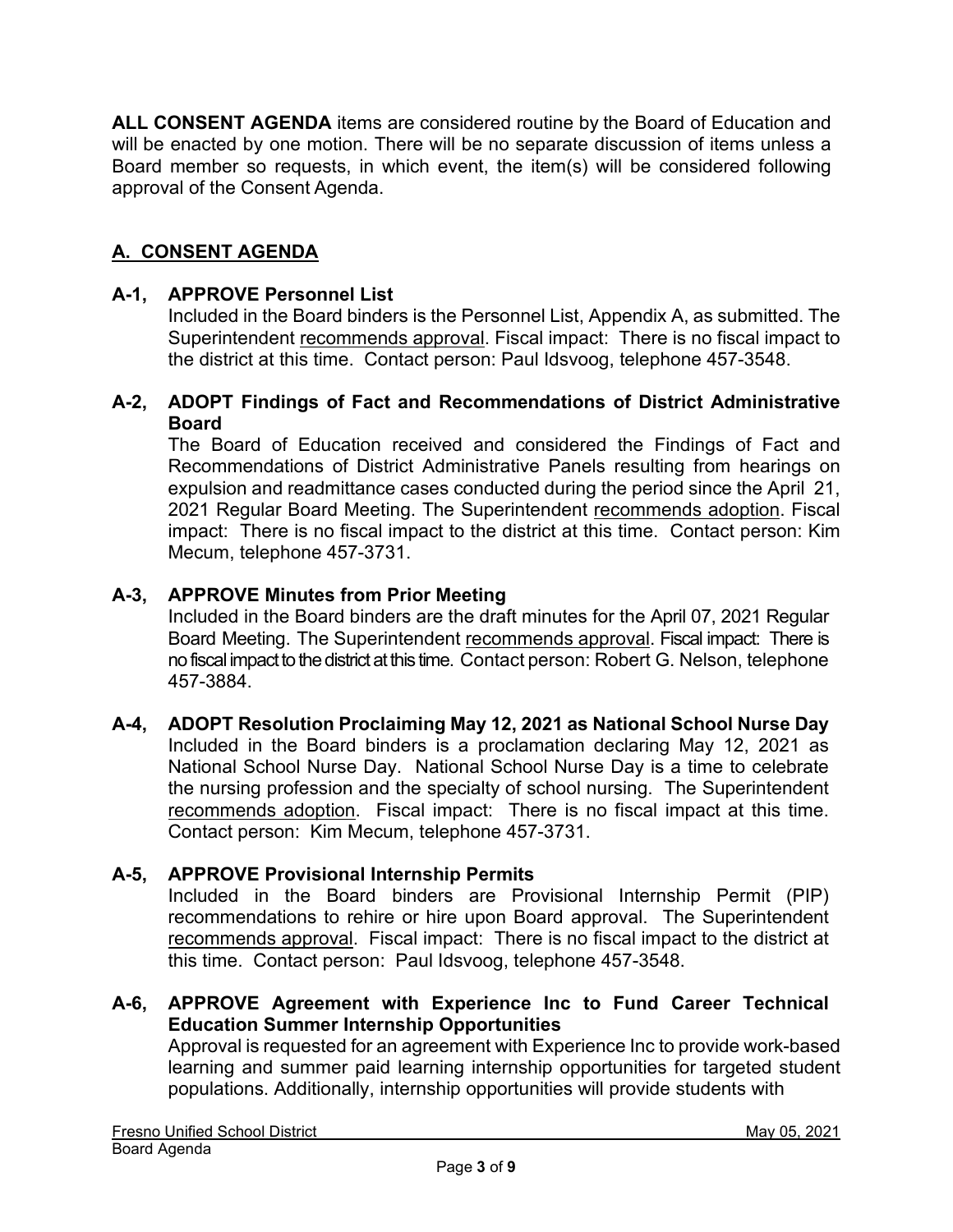**ALL CONSENT AGENDA** items are considered routine by the Board of Education and will be enacted by one motion. There will be no separate discussion of items unless a Board member so requests, in which event, the item(s) will be considered following approval of the Consent Agenda.

## A. CONSENT AGENDA

**A-1, APPROVE Personnel List**

Included in the Board binders is the Personnel List, Appendix A, as submitted. The Superintendent recommends approval. Fiscal impact: There is no fiscal impact to the district at this time. Contact person: Paul Idsvoog, telephone 457-3548.

**A-2, ADOPT Findings of Fact and Recommendations of District Administrative Board**

The Board of Education received and considered the Findings of Fact and Recommendations of District Administrative Panels resulting from hearings on expulsion and readmittance cases conducted during the period since the April 21, 2021 Regular Board Meeting. The Superintendent recommends adoption. Fiscal impact: There is no fiscal impact to the district at this time. Contact person: Kim Mecum, telephone 457-3731.

**A-3, APPROVE Minutes from Prior Meeting**

Included in the Board binders are the draft minutes for the April 07, 2021 Regular Board Meeting. The Superintendent recommends approval. Fiscal impact: There is no fiscal impact to the district at this time. Contact person: Robert G. Nelson, telephone 457-3884.

**A-4, ADOPT Resolution Proclaiming May 12, 2021 as National School Nurse Day**

Included in the Board binders is a proclamation declaring May 12, 2021 as National School Nurse Day. National School Nurse Day is a time to celebrate the nursing profession and the specialty of school nursing. The Superintendent recommends adoption. Fiscal impact: There is no fiscal impact at this time. Contact person: Kim Mecum, telephone 457-3731.

**A-5, APPROVE Provisional Internship Permits**

Included in the Board binders are Provisional Internship Permit (PIP) recommendations to rehire or hire upon Board approval. The Superintendent recommends approval. Fiscal impact: There is no fiscal impact to the district at this time. Contact person: Paul Idsvoog, telephone 457-3548.

**A-6, APPROVE Agreement with Experience Inc to Fund Career Technical Education Summer Internship Opportunities**

Approval is requested for an agreement with Experience Inc to provide work-based learning and summer paid learning internship opportunities for targeted student populations. Additionally, internship opportunities will provide students with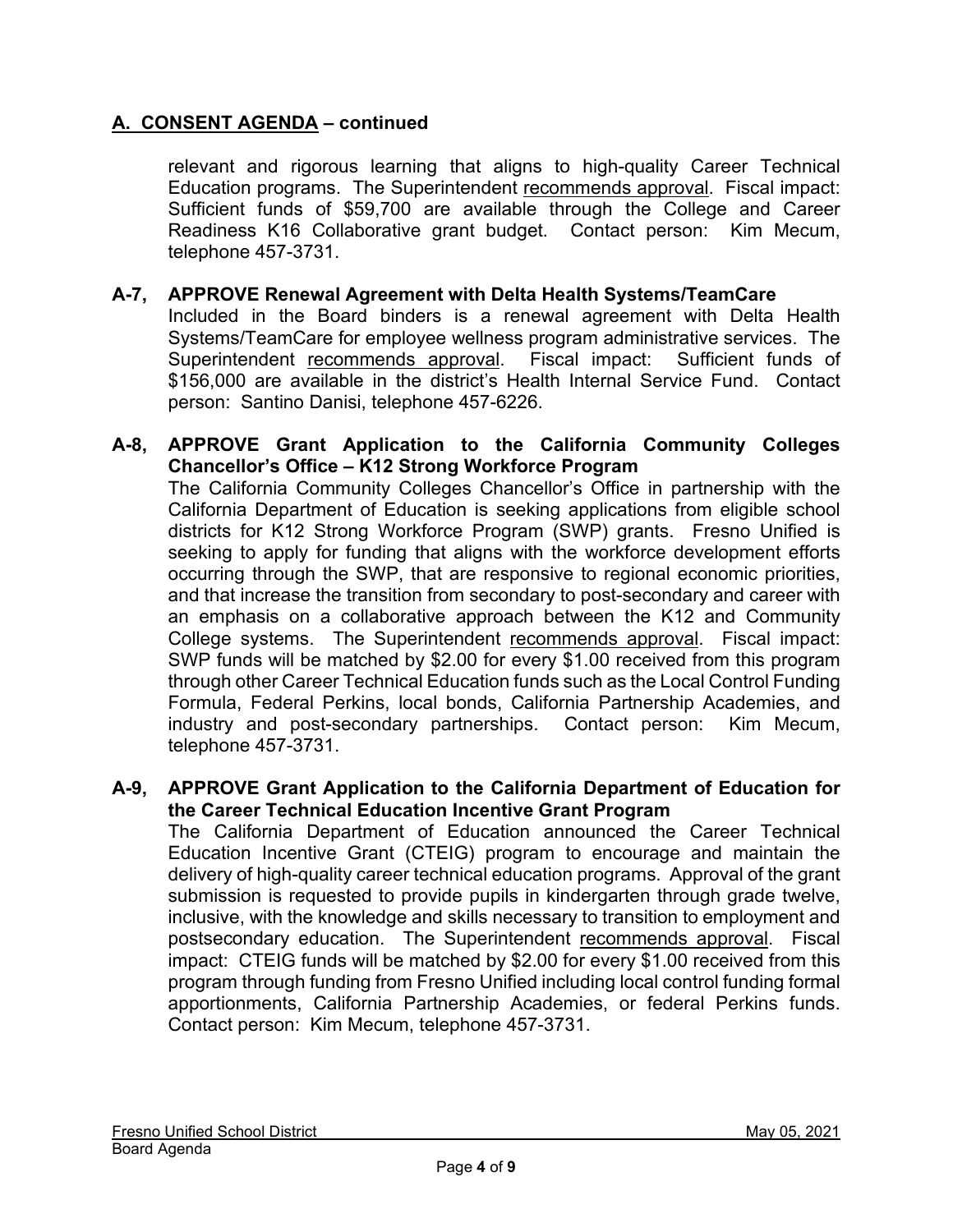## A. CONSENT AGENDA – continued

relevant and rigorous learning that aligns to high-quality Career Technical Education programs. The Superintendent recommends approval. Fiscal impact: Sufficient funds of $59,700 are available through the College and Career Readiness K16 Collaborative grant budget. Contact person: Kim Mecum, telephone 457-3731.

**A-7, APPROVE Renewal Agreement with Delta Health Systems/TeamCare**

Included in the Board binders is a renewal agreement with Delta Health Systems/TeamCare for employee wellness program administrative services. The Superintendent recommends approval. Fiscal impact: Sufficient funds of $156,000 are available in the district's Health Internal Service Fund. Contact person: Santino Danisi, telephone 457-6226.

**A-8, APPROVE Grant Application to the California Community Colleges Chancellor's Office – K12 Strong Workforce Program**

The California Community Colleges Chancellor's Office in partnership with the California Department of Education is seeking applications from eligible school districts for K12 Strong Workforce Program (SWP) grants. Fresno Unified is seeking to apply for funding that aligns with the workforce development efforts occurring through the SWP, that are responsive to regional economic priorities, and that increase the transition from secondary to post-secondary and career with an emphasis on a collaborative approach between the K12 and Community College systems. The Superintendent recommends approval. Fiscal impact: SWP funds will be matched by $2.00 for every $1.00 received from this program through other Career Technical Education funds such as the Local Control Funding Formula, Federal Perkins, local bonds, California Partnership Academies, and industry and post-secondary partnerships. Contact person: Kim Mecum, telephone 457-3731.

**A-9, APPROVE Grant Application to the California Department of Education for the Career Technical Education Incentive Grant Program**

The California Department of Education announced the Career Technical Education Incentive Grant (CTEIG) program to encourage and maintain the delivery of high-quality career technical education programs. Approval of the grant submission is requested to provide pupils in kindergarten through grade twelve, inclusive, with the knowledge and skills necessary to transition to employment and postsecondary education. The Superintendent recommends approval. Fiscal impact: CTEIG funds will be matched by $2.00 for every $1.00 received from this program through funding from Fresno Unified including local control funding formal apportionments, California Partnership Academies, or federal Perkins funds. Contact person: Kim Mecum, telephone 457-3731.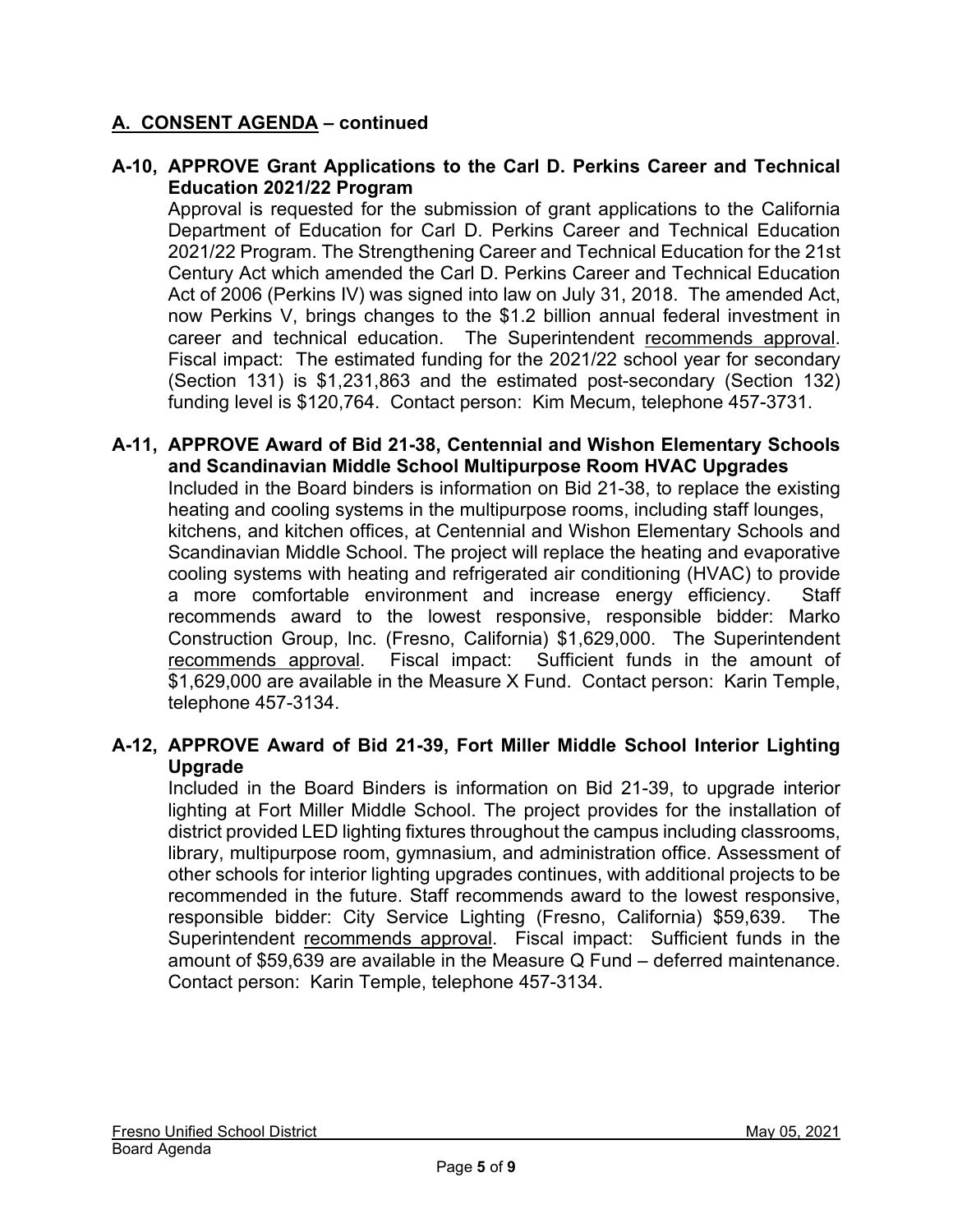## A. CONSENT AGENDA – continued

**A-10, APPROVE Grant Applications to the Carl D. Perkins Career and Technical Education 2021/22 Program**

Approval is requested for the submission of grant applications to the California Department of Education for Carl D. Perkins Career and Technical Education 2021/22 Program. The Strengthening Career and Technical Education for the 21st Century Act which amended the Carl D. Perkins Career and Technical Education Act of 2006 (Perkins IV) was signed into law on July 31, 2018. The amended Act, now Perkins V, brings changes to the $1.2 billion annual federal investment in career and technical education. The Superintendent recommends approval. Fiscal impact: The estimated funding for the 2021/22 school year for secondary (Section 131) is $1,231,863 and the estimated post-secondary (Section 132) funding level is $120,764. Contact person: Kim Mecum, telephone 457-3731.

**A-11, APPROVE Award of Bid 21-38, Centennial and Wishon Elementary Schools and Scandinavian Middle School Multipurpose Room HVAC Upgrades**

Included in the Board binders is information on Bid 21-38, to replace the existing heating and cooling systems in the multipurpose rooms, including staff lounges, kitchens, and kitchen offices, at Centennial and Wishon Elementary Schools and Scandinavian Middle School. The project will replace the heating and evaporative cooling systems with heating and refrigerated air conditioning (HVAC) to provide a more comfortable environment and increase energy efficiency. Staff recommends award to the lowest responsive, responsible bidder: Marko Construction Group, Inc. (Fresno, California) $1,629,000. The Superintendent recommends approval. Fiscal impact: Sufficient funds in the amount of $1,629,000 are available in the Measure X Fund. Contact person: Karin Temple, telephone 457-3134.

**A-12, APPROVE Award of Bid 21-39, Fort Miller Middle School Interior Lighting Upgrade**

Included in the Board Binders is information on Bid 21-39, to upgrade interior lighting at Fort Miller Middle School. The project provides for the installation of district provided LED lighting fixtures throughout the campus including classrooms, library, multipurpose room, gymnasium, and administration office. Assessment of other schools for interior lighting upgrades continues, with additional projects to be recommended in the future. Staff recommends award to the lowest responsive, responsible bidder: City Service Lighting (Fresno, California) $59,639. The Superintendent recommends approval. Fiscal impact: Sufficient funds in the amount of $59,639 are available in the Measure Q Fund – deferred maintenance. Contact person: Karin Temple, telephone 457-3134.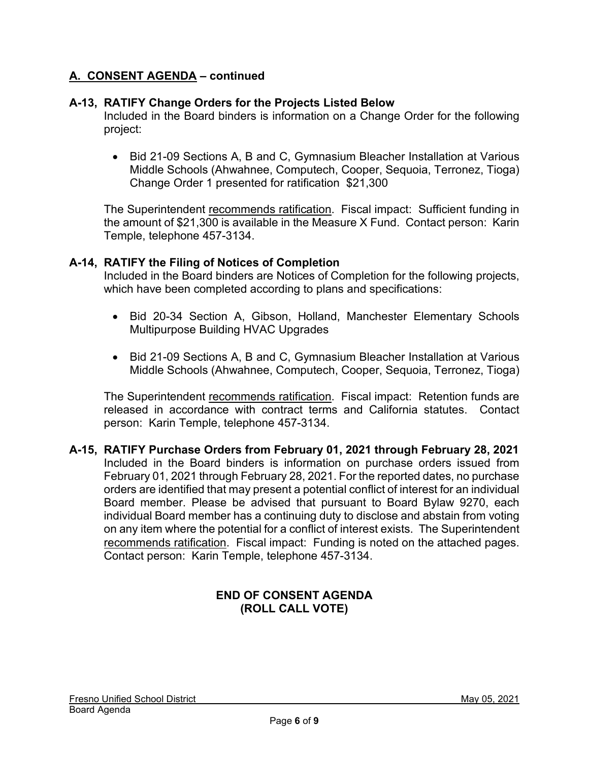## A. CONSENT AGENDA – continued

**A-13, RATIFY Change Orders for the Projects Listed Below**

Included in the Board binders is information on a Change Order for the following project:

- Bid 21-09 Sections A, B and C, Gymnasium Bleacher Installation at Various Middle Schools (Ahwahnee, Computech, Cooper, Sequoia, Terronez, Tioga) Change Order 1 presented for ratification $21,300

The Superintendent recommends ratification. Fiscal impact: Sufficient funding in the amount of $21,300 is available in the Measure X Fund. Contact person: Karin Temple, telephone 457-3134.

**A-14, RATIFY the Filing of Notices of Completion**

Included in the Board binders are Notices of Completion for the following projects, which have been completed according to plans and specifications:

- Bid 20-34 Section A, Gibson, Holland, Manchester Elementary Schools Multipurpose Building HVAC Upgrades
- Bid 21-09 Sections A, B and C, Gymnasium Bleacher Installation at Various Middle Schools (Ahwahnee, Computech, Cooper, Sequoia, Terronez, Tioga)

The Superintendent recommends ratification. Fiscal impact: Retention funds are released in accordance with contract terms and California statutes. Contact person: Karin Temple, telephone 457-3134.

**A-15, RATIFY Purchase Orders from February 01, 2021 through February 28, 2021**

Included in the Board binders is information on purchase orders issued from February 01, 2021 through February 28, 2021. For the reported dates, no purchase orders are identified that may present a potential conflict of interest for an individual Board member. Please be advised that pursuant to Board Bylaw 9270, each individual Board member has a continuing duty to disclose and abstain from voting on any item where the potential for a conflict of interest exists. The Superintendent recommends ratification. Fiscal impact: Funding is noted on the attached pages. Contact person: Karin Temple, telephone 457-3134.

**END OF CONSENT AGENDA**
**(ROLL CALL VOTE)**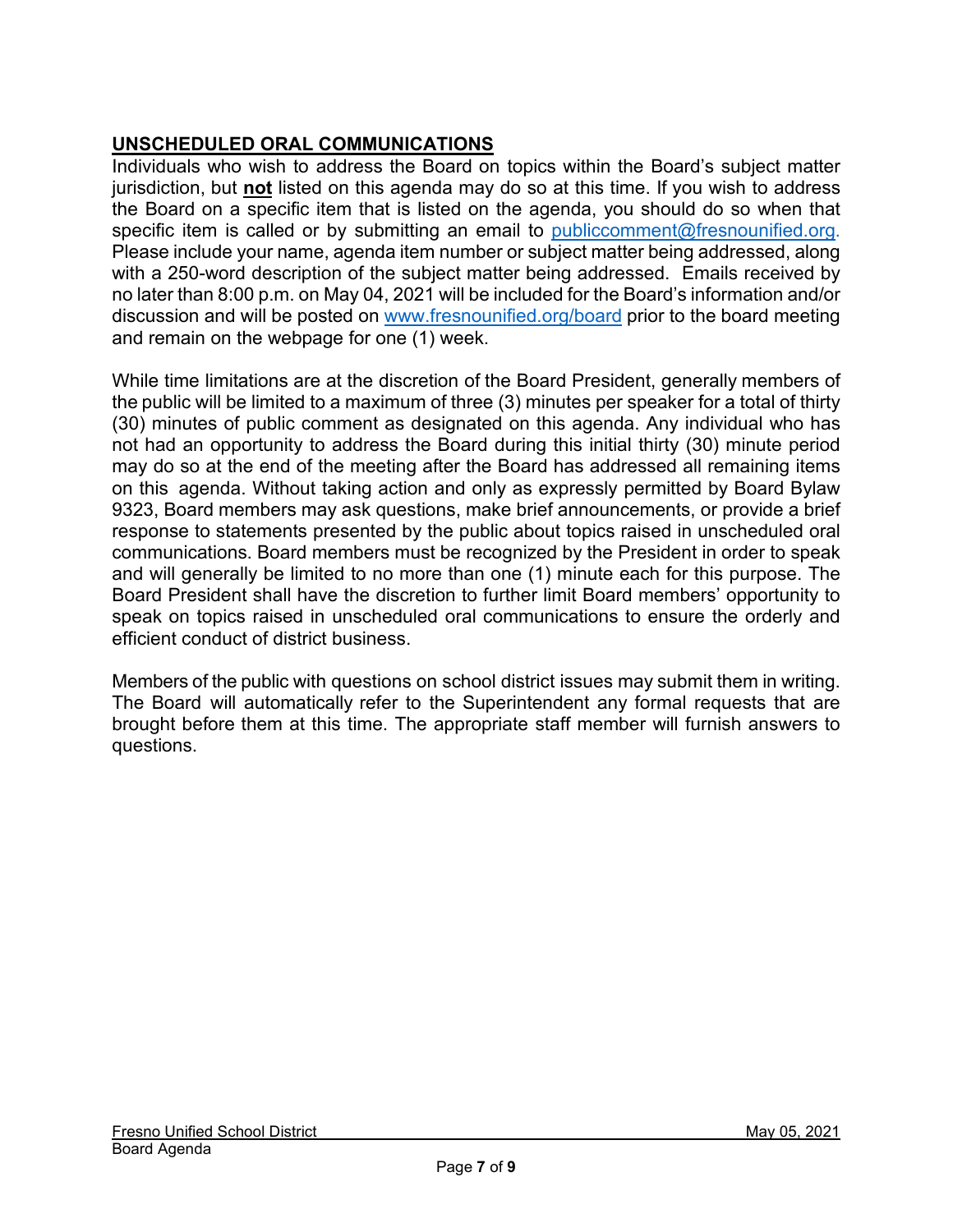## UNSCHEDULED ORAL COMMUNICATIONS

Individuals who wish to address the Board on topics within the Board's subject matter jurisdiction, but **not** listed on this agenda may do so at this time. If you wish to address the Board on a specific item that is listed on the agenda, you should do so when that specific item is called or by submitting an email to publiccomment@fresnounified.org. Please include your name, agenda item number or subject matter being addressed, along with a 250-word description of the subject matter being addressed. Emails received by no later than 8:00 p.m. on May 04, 2021 will be included for the Board's information and/or discussion and will be posted on www.fresnounified.org/board prior to the board meeting and remain on the webpage for one (1) week.

While time limitations are at the discretion of the Board President, generally members of the public will be limited to a maximum of three (3) minutes per speaker for a total of thirty (30) minutes of public comment as designated on this agenda. Any individual who has not had an opportunity to address the Board during this initial thirty (30) minute period may do so at the end of the meeting after the Board has addressed all remaining items on this agenda. Without taking action and only as expressly permitted by Board Bylaw 9323, Board members may ask questions, make brief announcements, or provide a brief response to statements presented by the public about topics raised in unscheduled oral communications. Board members must be recognized by the President in order to speak and will generally be limited to no more than one (1) minute each for this purpose. The Board President shall have the discretion to further limit Board members' opportunity to speak on topics raised in unscheduled oral communications to ensure the orderly and efficient conduct of district business.

Members of the public with questions on school district issues may submit them in writing. The Board will automatically refer to the Superintendent any formal requests that are brought before them at this time. The appropriate staff member will furnish answers to questions.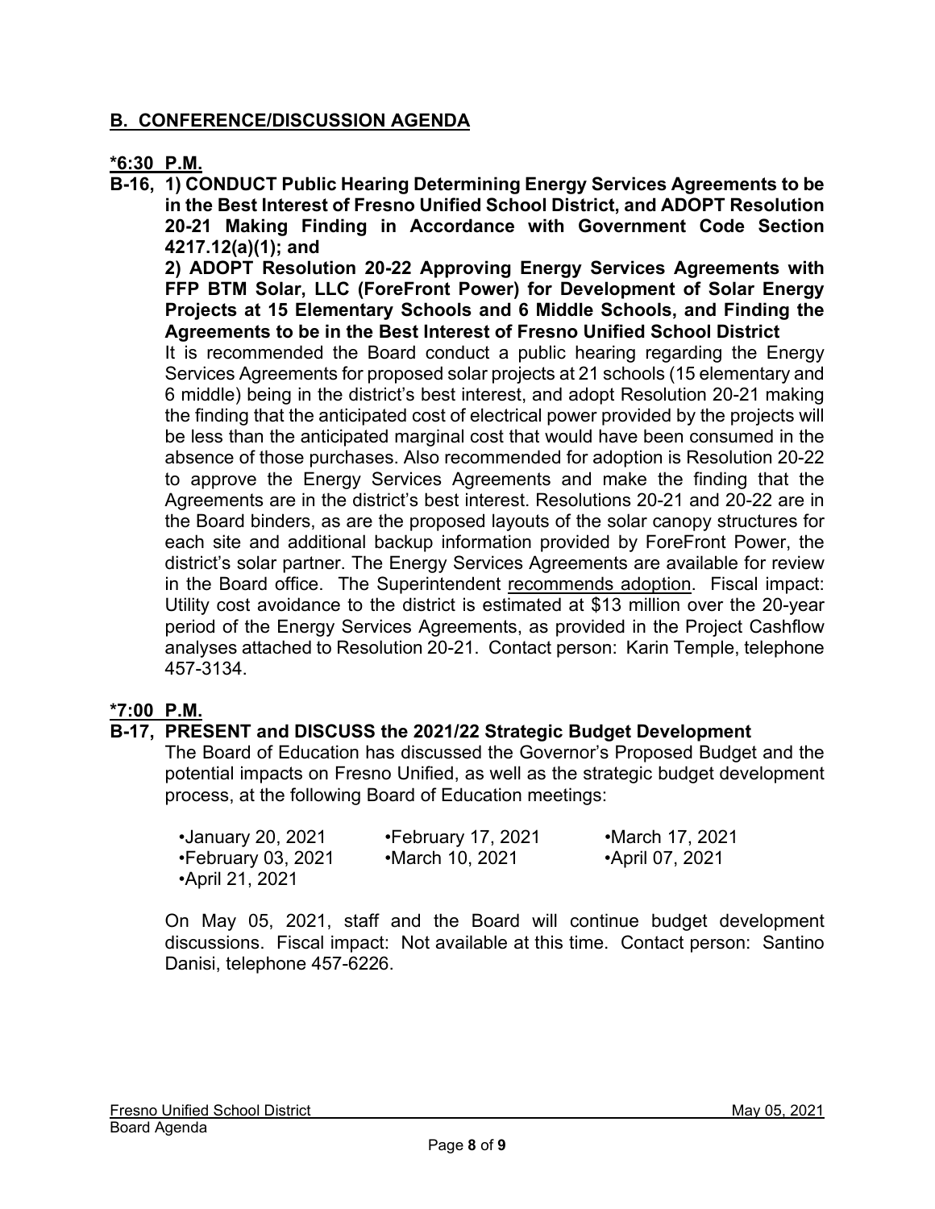## B. CONFERENCE/DISCUSSION AGENDA

**\*6:30 P.M.**

**B-16, 1) CONDUCT Public Hearing Determining Energy Services Agreements to be in the Best Interest of Fresno Unified School District, and ADOPT Resolution 20-21 Making Finding in Accordance with Government Code Section 4217.12(a)(1); and**

**2) ADOPT Resolution 20-22 Approving Energy Services Agreements with FFP BTM Solar, LLC (ForeFront Power) for Development of Solar Energy Projects at 15 Elementary Schools and 6 Middle Schools, and Finding the Agreements to be in the Best Interest of Fresno Unified School District**

It is recommended the Board conduct a public hearing regarding the Energy Services Agreements for proposed solar projects at 21 schools (15 elementary and 6 middle) being in the district's best interest, and adopt Resolution 20-21 making the finding that the anticipated cost of electrical power provided by the projects will be less than the anticipated marginal cost that would have been consumed in the absence of those purchases. Also recommended for adoption is Resolution 20-22 to approve the Energy Services Agreements and make the finding that the Agreements are in the district's best interest. Resolutions 20-21 and 20-22 are in the Board binders, as are the proposed layouts of the solar canopy structures for each site and additional backup information provided by ForeFront Power, the district's solar partner. The Energy Services Agreements are available for review in the Board office. The Superintendent recommends adoption. Fiscal impact: Utility cost avoidance to the district is estimated at $13 million over the 20-year period of the Energy Services Agreements, as provided in the Project Cashflow analyses attached to Resolution 20-21. Contact person: Karin Temple, telephone 457-3134.

**\*7:00 P.M.**

**B-17, PRESENT and DISCUSS the 2021/22 Strategic Budget Development**

The Board of Education has discussed the Governor's Proposed Budget and the potential impacts on Fresno Unified, as well as the strategic budget development process, at the following Board of Education meetings:

- January 20, 2021
- February 03, 2021
- February 17, 2021
- March 10, 2021
- March 17, 2021
- April 07, 2021
- April 21, 2021

On May 05, 2021, staff and the Board will continue budget development discussions. Fiscal impact: Not available at this time. Contact person: Santino Danisi, telephone 457-6226.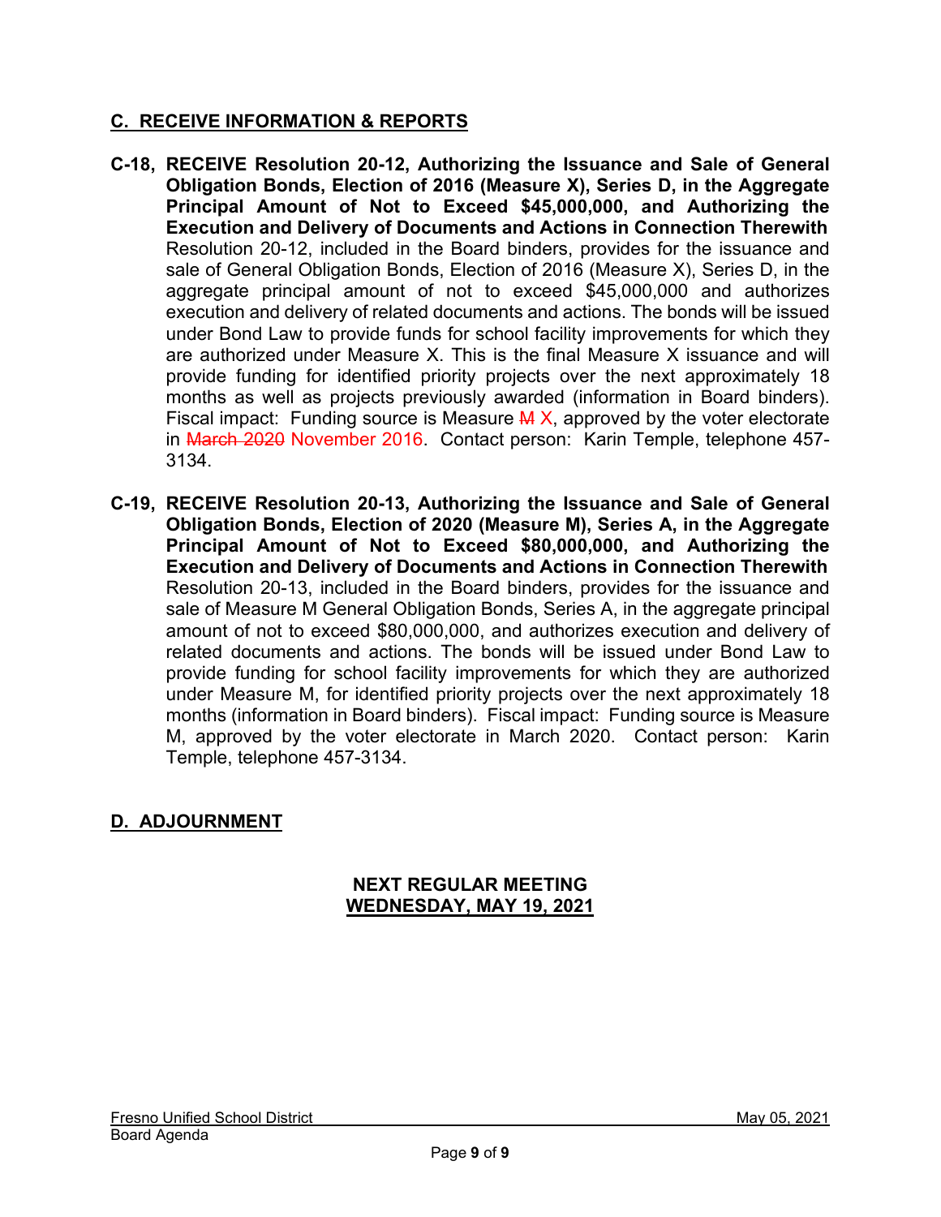## C. RECEIVE INFORMATION & REPORTS

**C-18, RECEIVE Resolution 20-12, Authorizing the Issuance and Sale of General Obligation Bonds, Election of 2016 (Measure X), Series D, in the Aggregate Principal Amount of Not to Exceed $45,000,000, and Authorizing the Execution and Delivery of Documents and Actions in Connection Therewith** Resolution 20-12, included in the Board binders, provides for the issuance and sale of General Obligation Bonds, Election of 2016 (Measure X), Series D, in the aggregate principal amount of not to exceed $45,000,000 and authorizes execution and delivery of related documents and actions. The bonds will be issued under Bond Law to provide funds for school facility improvements for which they are authorized under Measure X. This is the final Measure X issuance and will provide funding for identified priority projects over the next approximately 18 months as well as projects previously awarded (information in Board binders). Fiscal impact: Funding source is Measure ~~M~~ X, approved by the voter electorate in ~~March 2020~~ November 2016. Contact person: Karin Temple, telephone 457-3134.

**C-19, RECEIVE Resolution 20-13, Authorizing the Issuance and Sale of General Obligation Bonds, Election of 2020 (Measure M), Series A, in the Aggregate Principal Amount of Not to Exceed $80,000,000, and Authorizing the Execution and Delivery of Documents and Actions in Connection Therewith** Resolution 20-13, included in the Board binders, provides for the issuance and sale of Measure M General Obligation Bonds, Series A, in the aggregate principal amount of not to exceed $80,000,000, and authorizes execution and delivery of related documents and actions. The bonds will be issued under Bond Law to provide funding for school facility improvements for which they are authorized under Measure M, for identified priority projects over the next approximately 18 months (information in Board binders). Fiscal impact: Funding source is Measure M, approved by the voter electorate in March 2020. Contact person: Karin Temple, telephone 457-3134.

## D. ADJOURNMENT

**NEXT REGULAR MEETING**
**WEDNESDAY, MAY 19, 2021**